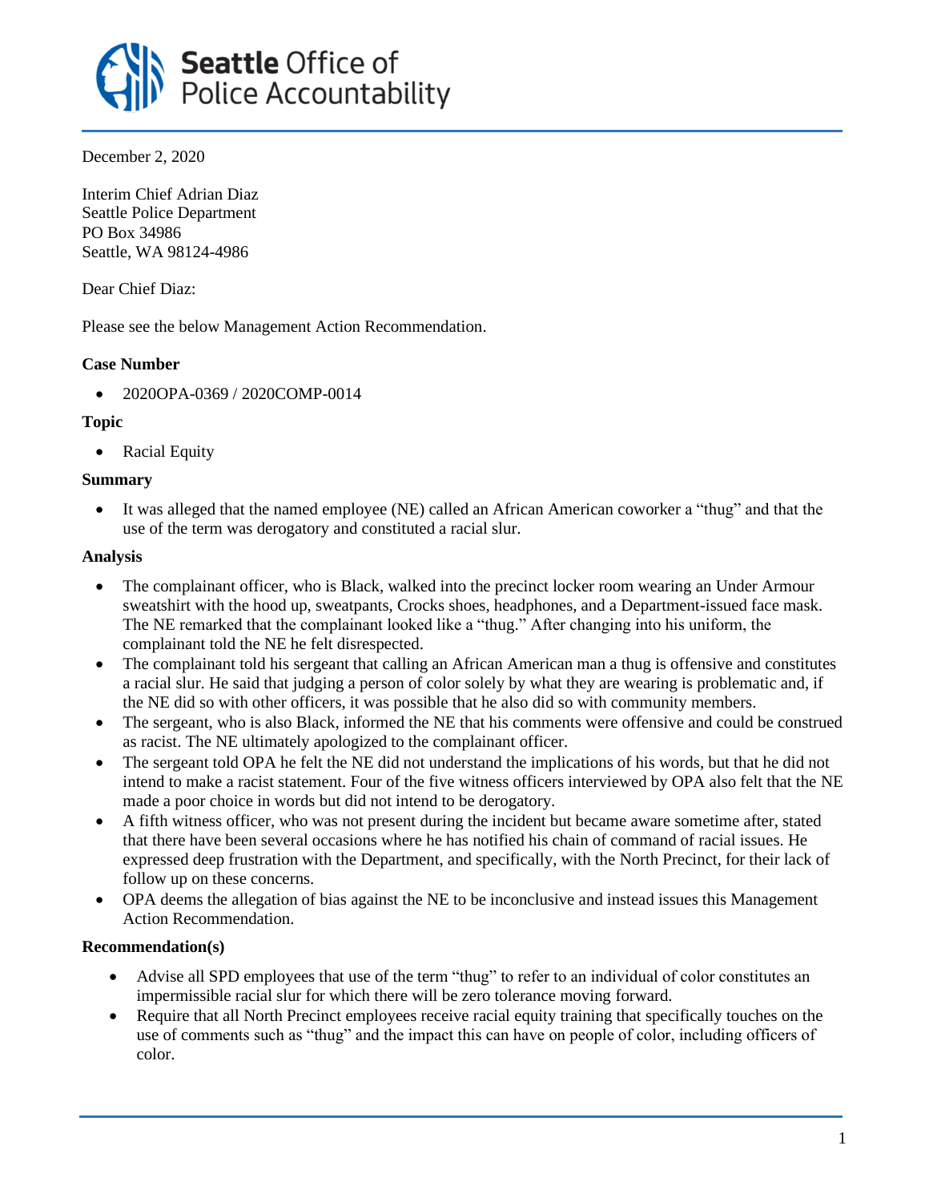**Seattle** Office of Police Accountability

December 2, 2020

Interim Chief Adrian Diaz
Seattle Police Department
PO Box 34986
Seattle, WA 98124-4986

Dear Chief Diaz:

Please see the below Management Action Recommendation.

**Case Number**

- 2020OPA-0369 / 2020COMP-0014

**Topic**

- Racial Equity

**Summary**

- It was alleged that the named employee (NE) called an African American coworker a "thug" and that the use of the term was derogatory and constituted a racial slur.

**Analysis**

- The complainant officer, who is Black, walked into the precinct locker room wearing an Under Armour sweatshirt with the hood up, sweatpants, Crocks shoes, headphones, and a Department-issued face mask. The NE remarked that the complainant looked like a "thug." After changing into his uniform, the complainant told the NE he felt disrespected.
- The complainant told his sergeant that calling an African American man a thug is offensive and constitutes a racial slur. He said that judging a person of color solely by what they are wearing is problematic and, if the NE did so with other officers, it was possible that he also did so with community members.
- The sergeant, who is also Black, informed the NE that his comments were offensive and could be construed as racist. The NE ultimately apologized to the complainant officer.
- The sergeant told OPA he felt the NE did not understand the implications of his words, but that he did not intend to make a racist statement. Four of the five witness officers interviewed by OPA also felt that the NE made a poor choice in words but did not intend to be derogatory.
- A fifth witness officer, who was not present during the incident but became aware sometime after, stated that there have been several occasions where he has notified his chain of command of racial issues. He expressed deep frustration with the Department, and specifically, with the North Precinct, for their lack of follow up on these concerns.
- OPA deems the allegation of bias against the NE to be inconclusive and instead issues this Management Action Recommendation.

**Recommendation(s)**

- Advise all SPD employees that use of the term "thug" to refer to an individual of color constitutes an impermissible racial slur for which there will be zero tolerance moving forward.
- Require that all North Precinct employees receive racial equity training that specifically touches on the use of comments such as "thug" and the impact this can have on people of color, including officers of color.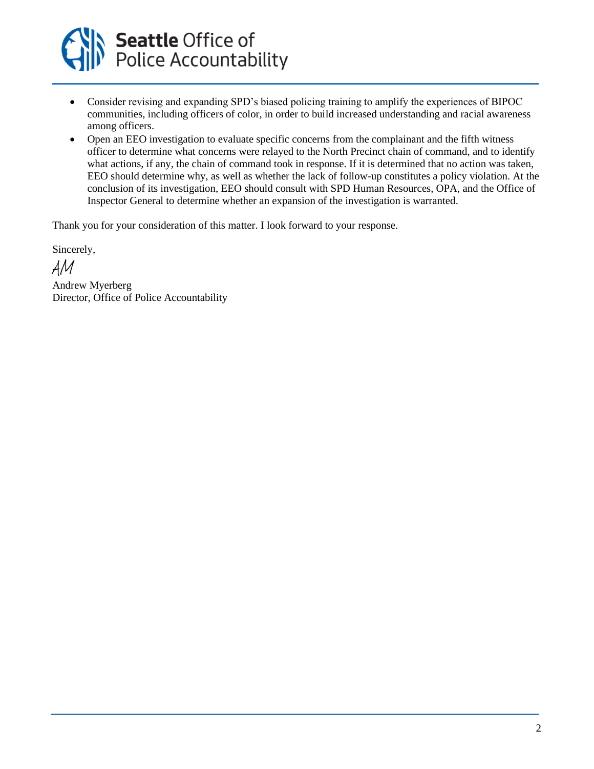- Consider revising and expanding SPD's biased policing training to amplify the experiences of BIPOC communities, including officers of color, in order to build increased understanding and racial awareness among officers.
- Open an EEO investigation to evaluate specific concerns from the complainant and the fifth witness officer to determine what concerns were relayed to the North Precinct chain of command, and to identify what actions, if any, the chain of command took in response. If it is determined that no action was taken, EEO should determine why, as well as whether the lack of follow-up constitutes a policy violation. At the conclusion of its investigation, EEO should consult with SPD Human Resources, OPA, and the Office of Inspector General to determine whether an expansion of the investigation is warranted.

Thank you for your consideration of this matter. I look forward to your response.

Sincerely,

AM

Andrew Myerberg
Director, Office of Police Accountability